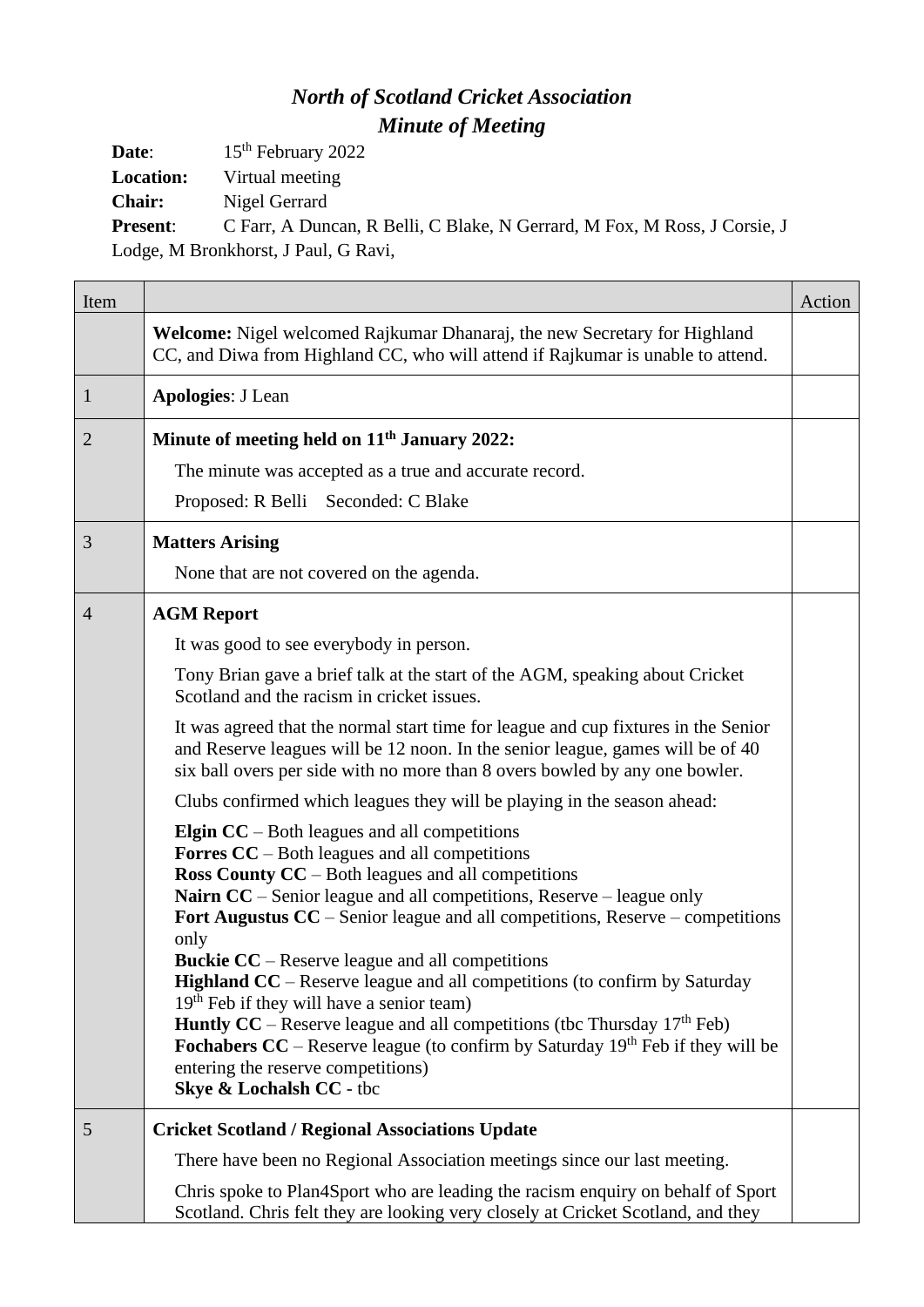# *North of Scotland Cricket Association*
## *Minute of Meeting*

**Date**: 15th February 2022
**Location:** Virtual meeting
**Chair:** Nigel Gerrard
**Present**: C Farr, A Duncan, R Belli, C Blake, N Gerrard, M Fox, M Ross, J Corsie, J Lodge, M Bronkhorst, J Paul, G Ravi,

| Item | | Action |
|---|---|---|
| | **Welcome:** Nigel welcomed Rajkumar Dhanaraj, the new Secretary for Highland CC, and Diwa from Highland CC, who will attend if Rajkumar is unable to attend. | |
| 1 | **Apologies**: J Lean | |
| 2 | **Minute of meeting held on 11th January 2022:**<br>The minute was accepted as a true and accurate record.<br>Proposed: R Belli Seconded: C Blake | |
| 3 | **Matters Arising**<br>None that are not covered on the agenda. | |
| 4 | **AGM Report**<br>It was good to see everybody in person.<br>Tony Brian gave a brief talk at the start of the AGM, speaking about Cricket Scotland and the racism in cricket issues.<br>It was agreed that the normal start time for league and cup fixtures in the Senior and Reserve leagues will be 12 noon. In the senior league, games will be of 40 six ball overs per side with no more than 8 overs bowled by any one bowler.<br>Clubs confirmed which leagues they will be playing in the season ahead:<br>**Elgin CC** – Both leagues and all competitions<br>**Forres CC** – Both leagues and all competitions<br>**Ross County CC** – Both leagues and all competitions<br>**Nairn CC** – Senior league and all competitions, Reserve – league only<br>**Fort Augustus CC** – Senior league and all competitions, Reserve – competitions only<br>**Buckie CC** – Reserve league and all competitions<br>**Highland CC** – Reserve league and all competitions (to confirm by Saturday 19th Feb if they will have a senior team)<br>**Huntly CC** – Reserve league and all competitions (tbc Thursday 17th Feb)<br>**Fochabers CC** – Reserve league (to confirm by Saturday 19th Feb if they will be entering the reserve competitions)<br>**Skye & Lochalsh CC** - tbc | |
| 5 | **Cricket Scotland / Regional Associations Update**<br>There have been no Regional Association meetings since our last meeting.<br>Chris spoke to Plan4Sport who are leading the racism enquiry on behalf of Sport Scotland. Chris felt they are looking very closely at Cricket Scotland, and they | |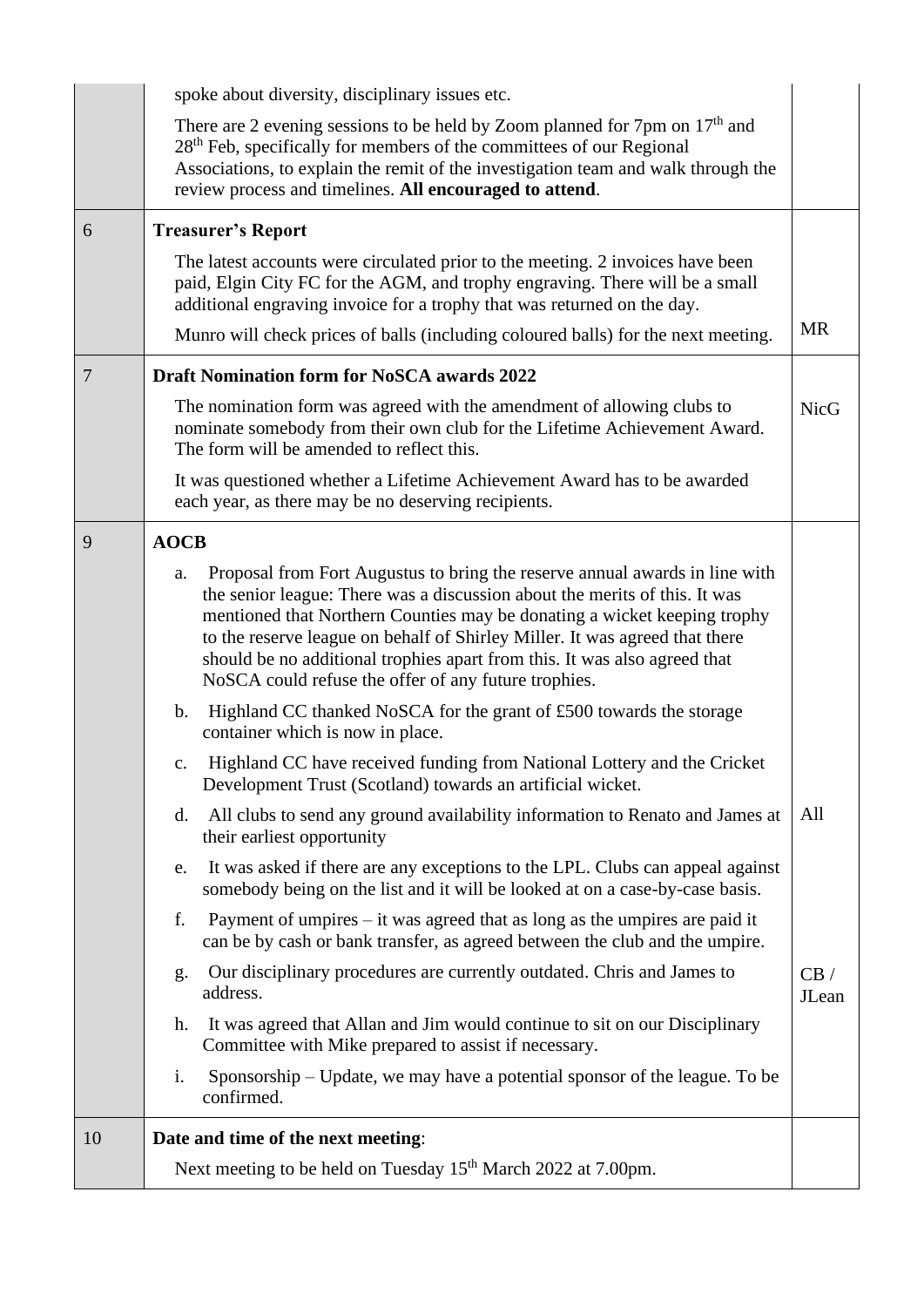| | | |
|---|---|---|
| | spoke about diversity, disciplinary issues etc.<br><br>There are 2 evening sessions to be held by Zoom planned for 7pm on 17th and 28th Feb, specifically for members of the committees of our Regional Associations, to explain the remit of the investigation team and walk through the review process and timelines. **All encouraged to attend**. | |
| 6 | **Treasurer's Report**<br><br>The latest accounts were circulated prior to the meeting. 2 invoices have been paid, Elgin City FC for the AGM, and trophy engraving. There will be a small additional engraving invoice for a trophy that was returned on the day.<br><br>Munro will check prices of balls (including coloured balls) for the next meeting. | MR |
| 7 | **Draft Nomination form for NoSCA awards 2022**<br><br>The nomination form was agreed with the amendment of allowing clubs to nominate somebody from their own club for the Lifetime Achievement Award. The form will be amended to reflect this.<br><br>It was questioned whether a Lifetime Achievement Award has to be awarded each year, as there may be no deserving recipients. | NicG |
| 9 | **AOCB**<br><br>a. Proposal from Fort Augustus to bring the reserve annual awards in line with the senior league: There was a discussion about the merits of this. It was mentioned that Northern Counties may be donating a wicket keeping trophy to the reserve league on behalf of Shirley Miller. It was agreed that there should be no additional trophies apart from this. It was also agreed that NoSCA could refuse the offer of any future trophies.<br><br>b. Highland CC thanked NoSCA for the grant of £500 towards the storage container which is now in place.<br><br>c. Highland CC have received funding from National Lottery and the Cricket Development Trust (Scotland) towards an artificial wicket.<br><br>d. All clubs to send any ground availability information to Renato and James at their earliest opportunity<br><br>e. It was asked if there are any exceptions to the LPL. Clubs can appeal against somebody being on the list and it will be looked at on a case-by-case basis.<br><br>f. Payment of umpires – it was agreed that as long as the umpires are paid it can be by cash or bank transfer, as agreed between the club and the umpire.<br><br>g. Our disciplinary procedures are currently outdated. Chris and James to address.<br><br>h. It was agreed that Allan and Jim would continue to sit on our Disciplinary Committee with Mike prepared to assist if necessary.<br><br>i. Sponsorship – Update, we may have a potential sponsor of the league. To be confirmed. | All<br><br>CB / JLean |
| 10 | **Date and time of the next meeting**:<br><br>Next meeting to be held on Tuesday 15th March 2022 at 7.00pm. | |